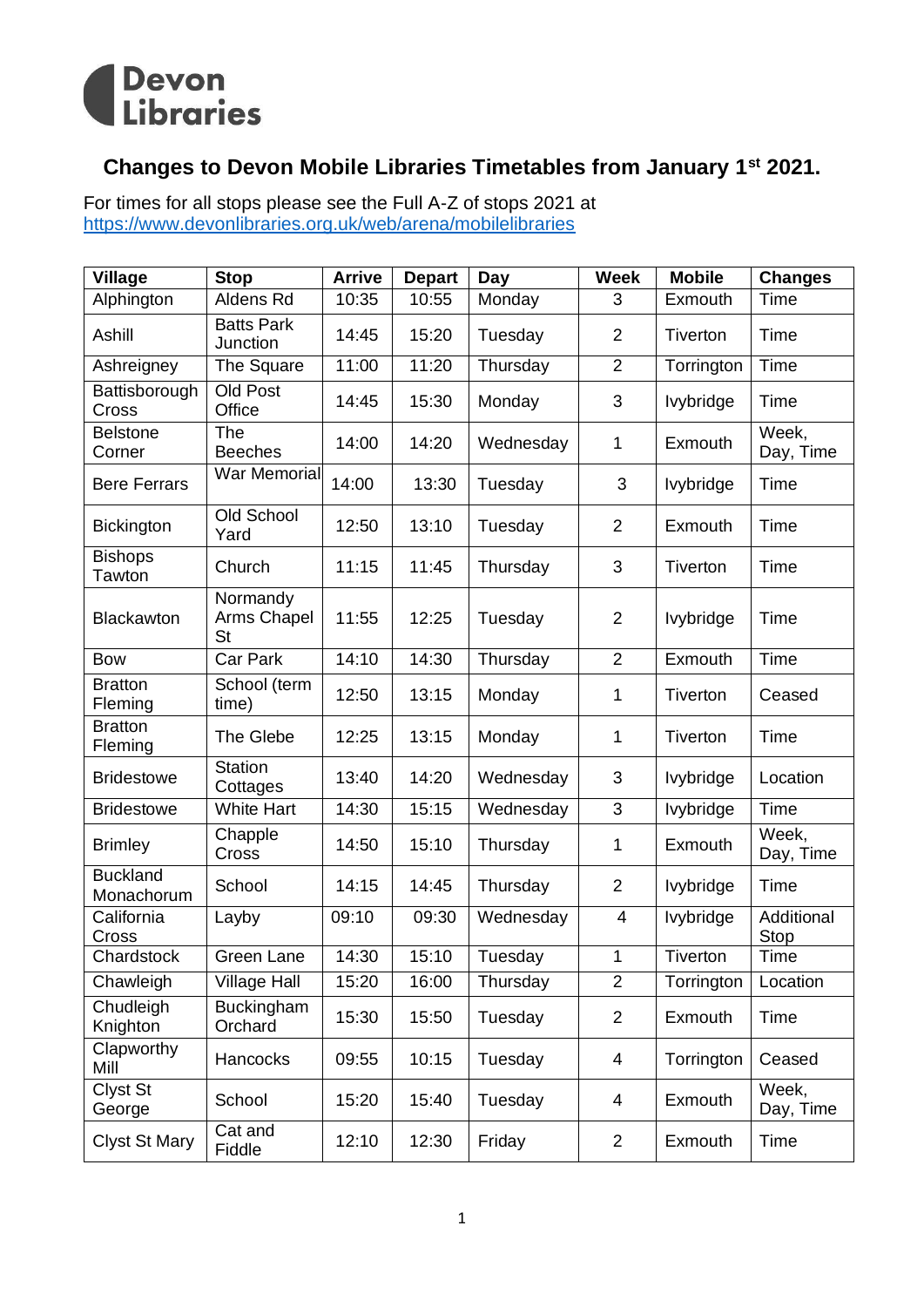Devon Libraries

## Changes to Devon Mobile Libraries Timetables from January 1st 2021.

For times for all stops please see the Full A-Z of stops 2021 at [https://www.devonlibraries.org.uk/web/arena/mobilelibraries](https://www.devonlibraries.org.uk/web/arena/mobilelibraries)

| Village | Stop | Arrive | Depart | Day | Week | Mobile | Changes |
|---|---|---|---|---|---|---|---|
| Alphington | Aldens Rd | 10:35 | 10:55 | Monday | 3 | Exmouth | Time |
| Ashill | Batts Park Junction | 14:45 | 15:20 | Tuesday | 2 | Tiverton | Time |
| Ashreigney | The Square | 11:00 | 11:20 | Thursday | 2 | Torrington | Time |
| Battisborough Cross | Old Post Office | 14:45 | 15:30 | Monday | 3 | Ivybridge | Time |
| Belstone Corner | The Beeches | 14:00 | 14:20 | Wednesday | 1 | Exmouth | Week, Day, Time |
| Bere Ferrars | War Memorial | 14:00 | 13:30 | Tuesday | 3 | Ivybridge | Time |
| Bickington | Old School Yard | 12:50 | 13:10 | Tuesday | 2 | Exmouth | Time |
| Bishops Tawton | Church | 11:15 | 11:45 | Thursday | 3 | Tiverton | Time |
| Blackawton | Normandy Arms Chapel St | 11:55 | 12:25 | Tuesday | 2 | Ivybridge | Time |
| Bow | Car Park | 14:10 | 14:30 | Thursday | 2 | Exmouth | Time |
| Bratton Fleming | School (term time) | 12:50 | 13:15 | Monday | 1 | Tiverton | Ceased |
| Bratton Fleming | The Glebe | 12:25 | 13:15 | Monday | 1 | Tiverton | Time |
| Bridestowe | Station Cottages | 13:40 | 14:20 | Wednesday | 3 | Ivybridge | Location |
| Bridestowe | White Hart | 14:30 | 15:15 | Wednesday | 3 | Ivybridge | Time |
| Brimley | Chapple Cross | 14:50 | 15:10 | Thursday | 1 | Exmouth | Week, Day, Time |
| Buckland Monachorum | School | 14:15 | 14:45 | Thursday | 2 | Ivybridge | Time |
| California Cross | Layby | 09:10 | 09:30 | Wednesday | 4 | Ivybridge | Additional Stop |
| Chardstock | Green Lane | 14:30 | 15:10 | Tuesday | 1 | Tiverton | Time |
| Chawleigh | Village Hall | 15:20 | 16:00 | Thursday | 2 | Torrington | Location |
| Chudleigh Knighton | Buckingham Orchard | 15:30 | 15:50 | Tuesday | 2 | Exmouth | Time |
| Clapworthy Mill | Hancocks | 09:55 | 10:15 | Tuesday | 4 | Torrington | Ceased |
| Clyst St George | School | 15:20 | 15:40 | Tuesday | 4 | Exmouth | Week, Day, Time |
| Clyst St Mary | Cat and Fiddle | 12:10 | 12:30 | Friday | 2 | Exmouth | Time |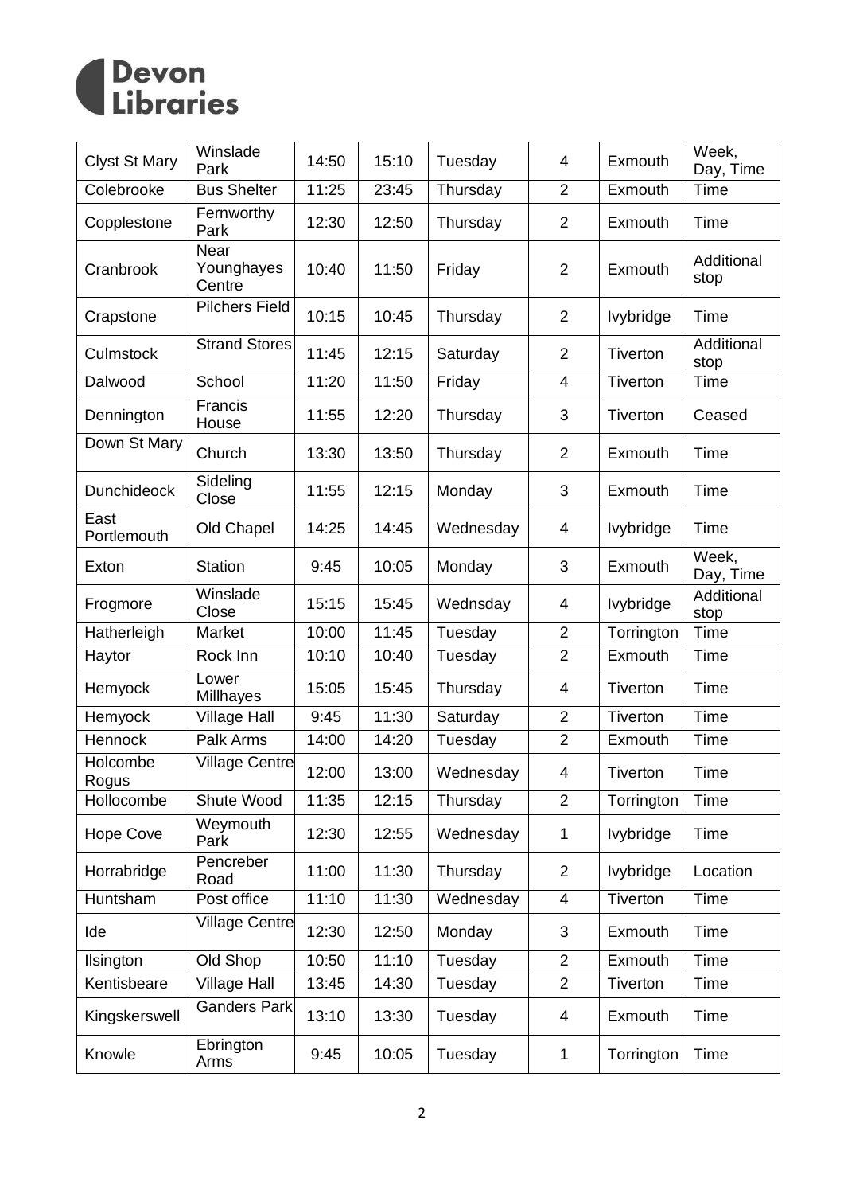# Devon Libraries

| Clyst St Mary | Winslade Park | 14:50 | 15:10 | Tuesday | 4 | Exmouth | Week, Day, Time |
|---|---|---|---|---|---|---|---|
| Colebrooke | Bus Shelter | 11:25 | 23:45 | Thursday | 2 | Exmouth | Time |
| Copplestone | Fernworthy Park | 12:30 | 12:50 | Thursday | 2 | Exmouth | Time |
| Cranbrook | Near Younghayes Centre | 10:40 | 11:50 | Friday | 2 | Exmouth | Additional stop |
| Crapstone | Pilchers Field | 10:15 | 10:45 | Thursday | 2 | Ivybridge | Time |
| Culmstock | Strand Stores | 11:45 | 12:15 | Saturday | 2 | Tiverton | Additional stop |
| Dalwood | School | 11:20 | 11:50 | Friday | 4 | Tiverton | Time |
| Dennington | Francis House | 11:55 | 12:20 | Thursday | 3 | Tiverton | Ceased |
| Down St Mary | Church | 13:30 | 13:50 | Thursday | 2 | Exmouth | Time |
| Dunchideock | Sideling Close | 11:55 | 12:15 | Monday | 3 | Exmouth | Time |
| East Portlemouth | Old Chapel | 14:25 | 14:45 | Wednesday | 4 | Ivybridge | Time |
| Exton | Station | 9:45 | 10:05 | Monday | 3 | Exmouth | Week, Day, Time |
| Frogmore | Winslade Close | 15:15 | 15:45 | Wednsday | 4 | Ivybridge | Additional stop |
| Hatherleigh | Market | 10:00 | 11:45 | Tuesday | 2 | Torrington | Time |
| Haytor | Rock Inn | 10:10 | 10:40 | Tuesday | 2 | Exmouth | Time |
| Hemyock | Lower Millhayes | 15:05 | 15:45 | Thursday | 4 | Tiverton | Time |
| Hemyock | Village Hall | 9:45 | 11:30 | Saturday | 2 | Tiverton | Time |
| Hennock | Palk Arms | 14:00 | 14:20 | Tuesday | 2 | Exmouth | Time |
| Holcombe Rogus | Village Centre | 12:00 | 13:00 | Wednesday | 4 | Tiverton | Time |
| Hollocombe | Shute Wood | 11:35 | 12:15 | Thursday | 2 | Torrington | Time |
| Hope Cove | Weymouth Park | 12:30 | 12:55 | Wednesday | 1 | Ivybridge | Time |
| Horrabridge | Pencreber Road | 11:00 | 11:30 | Thursday | 2 | Ivybridge | Location |
| Huntsham | Post office | 11:10 | 11:30 | Wednesday | 4 | Tiverton | Time |
| Ide | Village Centre | 12:30 | 12:50 | Monday | 3 | Exmouth | Time |
| Ilsington | Old Shop | 10:50 | 11:10 | Tuesday | 2 | Exmouth | Time |
| Kentisbeare | Village Hall | 13:45 | 14:30 | Tuesday | 2 | Tiverton | Time |
| Kingskerswell | Ganders Park | 13:10 | 13:30 | Tuesday | 4 | Exmouth | Time |
| Knowle | Ebrington Arms | 9:45 | 10:05 | Tuesday | 1 | Torrington | Time |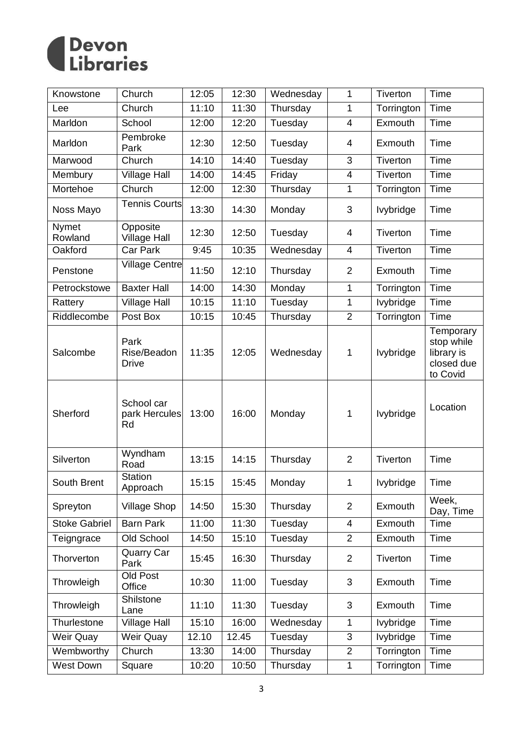# Devon Libraries

| Knowstone | Church | 12:05 | 12:30 | Wednesday | 1 | Tiverton | Time |
|---|---|---|---|---|---|---|---|
| Lee | Church | 11:10 | 11:30 | Thursday | 1 | Torrington | Time |
| Marldon | School | 12:00 | 12:20 | Tuesday | 4 | Exmouth | Time |
| Marldon | Pembroke Park | 12:30 | 12:50 | Tuesday | 4 | Exmouth | Time |
| Marwood | Church | 14:10 | 14:40 | Tuesday | 3 | Tiverton | Time |
| Membury | Village Hall | 14:00 | 14:45 | Friday | 4 | Tiverton | Time |
| Mortehoe | Church | 12:00 | 12:30 | Thursday | 1 | Torrington | Time |
| Noss Mayo | Tennis Courts | 13:30 | 14:30 | Monday | 3 | Ivybridge | Time |
| Nymet Rowland | Opposite Village Hall | 12:30 | 12:50 | Tuesday | 4 | Tiverton | Time |
| Oakford | Car Park | 9:45 | 10:35 | Wednesday | 4 | Tiverton | Time |
| Penstone | Village Centre | 11:50 | 12:10 | Thursday | 2 | Exmouth | Time |
| Petrockstowe | Baxter Hall | 14:00 | 14:30 | Monday | 1 | Torrington | Time |
| Rattery | Village Hall | 10:15 | 11:10 | Tuesday | 1 | Ivybridge | Time |
| Riddlecombe | Post Box | 10:15 | 10:45 | Thursday | 2 | Torrington | Time |
| Salcombe | Park Rise/Beadon Drive | 11:35 | 12:05 | Wednesday | 1 | Ivybridge | Temporary stop while library is closed due to Covid |
| Sherford | School car park Hercules Rd | 13:00 | 16:00 | Monday | 1 | Ivybridge | Location |
| Silverton | Wyndham Road | 13:15 | 14:15 | Thursday | 2 | Tiverton | Time |
| South Brent | Station Approach | 15:15 | 15:45 | Monday | 1 | Ivybridge | Time |
| Spreyton | Village Shop | 14:50 | 15:30 | Thursday | 2 | Exmouth | Week, Day, Time |
| Stoke Gabriel | Barn Park | 11:00 | 11:30 | Tuesday | 4 | Exmouth | Time |
| Teigngrace | Old School | 14:50 | 15:10 | Tuesday | 2 | Exmouth | Time |
| Thorverton | Quarry Car Park | 15:45 | 16:30 | Thursday | 2 | Tiverton | Time |
| Throwleigh | Old Post Office | 10:30 | 11:00 | Tuesday | 3 | Exmouth | Time |
| Throwleigh | Shilstone Lane | 11:10 | 11:30 | Tuesday | 3 | Exmouth | Time |
| Thurlestone | Village Hall | 15:10 | 16:00 | Wednesday | 1 | Ivybridge | Time |
| Weir Quay | Weir Quay | 12.10 | 12.45 | Tuesday | 3 | Ivybridge | Time |
| Wembworthy | Church | 13:30 | 14:00 | Thursday | 2 | Torrington | Time |
| West Down | Square | 10:20 | 10:50 | Thursday | 1 | Torrington | Time |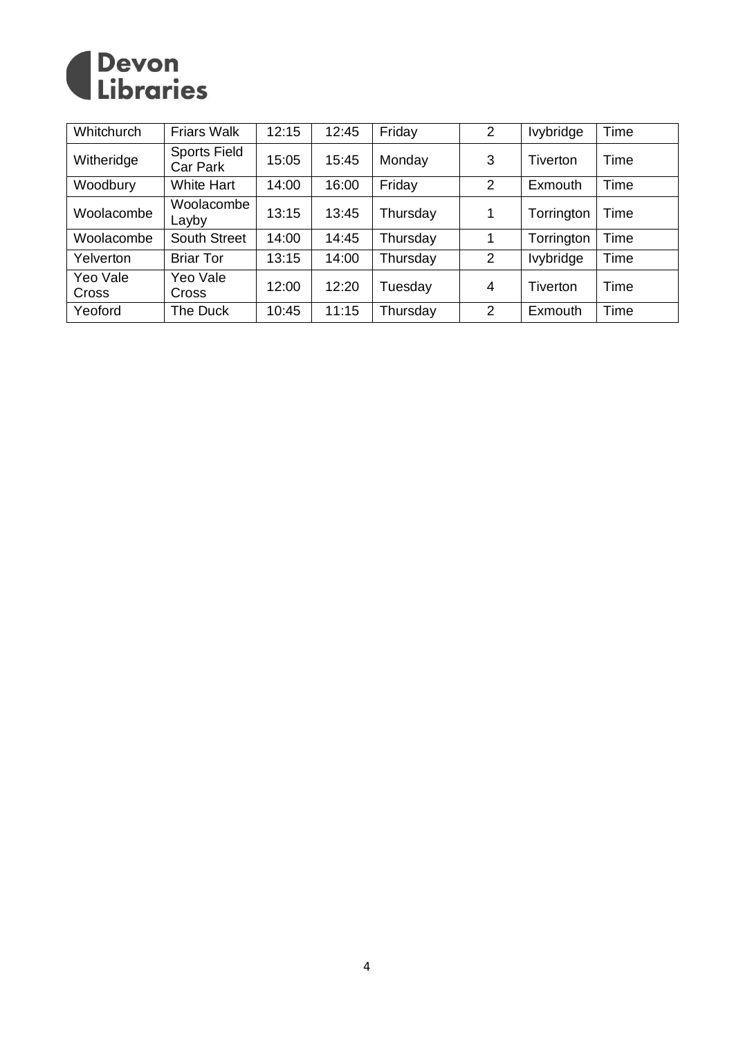| | | | | | | | |
|---|---|---|---|---|---|---|---|
| Whitchurch | Friars Walk | 12:15 | 12:45 | Friday | 2 | Ivybridge | Time |
| Witheridge | Sports Field Car Park | 15:05 | 15:45 | Monday | 3 | Tiverton | Time |
| Woodbury | White Hart | 14:00 | 16:00 | Friday | 2 | Exmouth | Time |
| Woolacombe | Woolacombe Layby | 13:15 | 13:45 | Thursday | 1 | Torrington | Time |
| Woolacombe | South Street | 14:00 | 14:45 | Thursday | 1 | Torrington | Time |
| Yelverton | Briar Tor | 13:15 | 14:00 | Thursday | 2 | Ivybridge | Time |
| Yeo Vale Cross | Yeo Vale Cross | 12:00 | 12:20 | Tuesday | 4 | Tiverton | Time |
| Yeoford | The Duck | 10:45 | 11:15 | Thursday | 2 | Exmouth | Time |